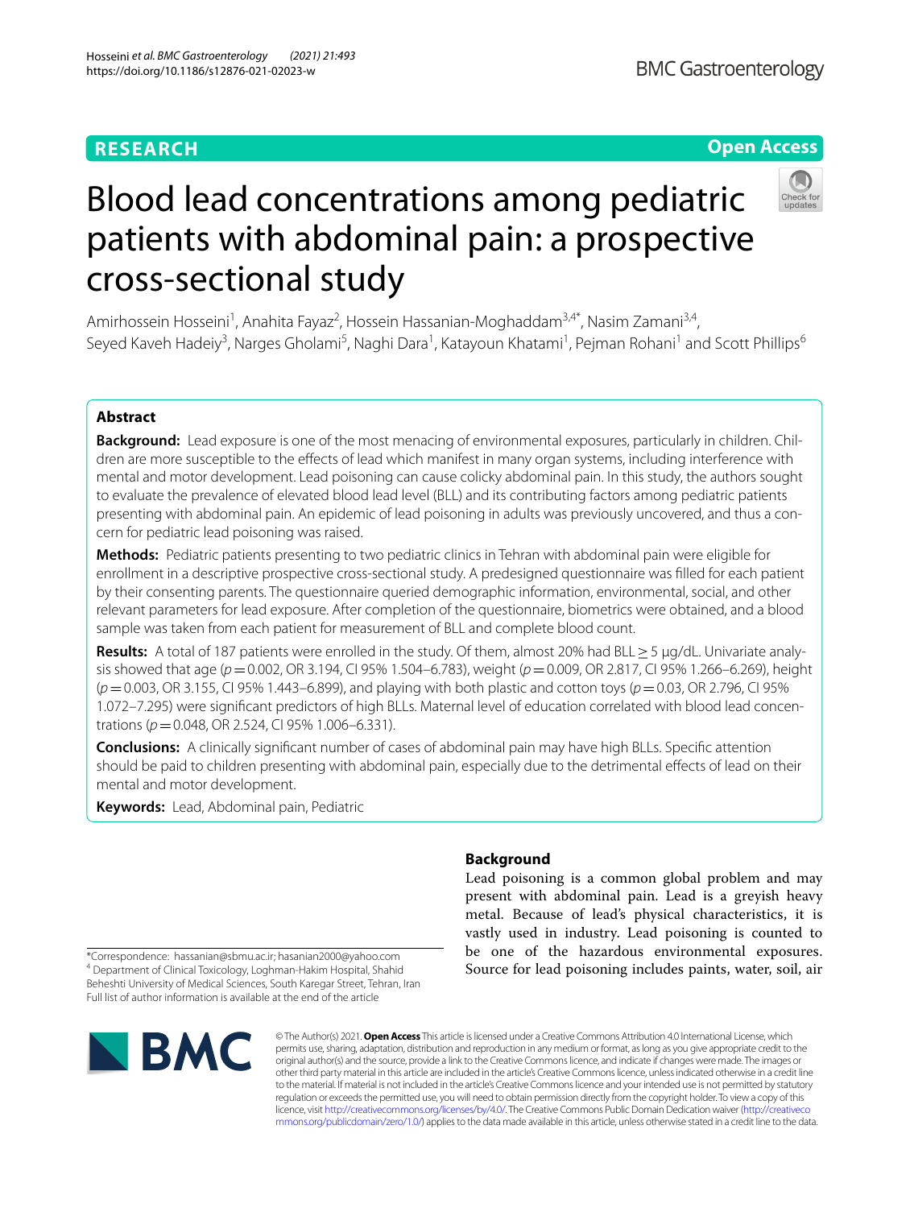RESEARCH

Open Access

# Blood lead concentrations among pediatric patients with abdominal pain: a prospective cross-sectional study

Amirhossein Hosseini[1], Anahita Fayaz[2], Hossein Hassanian-Moghaddam[3,4*], Nasim Zamani[3,4], Seyed Kaveh Hadeiy[3], Narges Gholami[5], Naghi Dara[1], Katayoun Khatami[1], Pejman Rohani[1] and Scott Phillips[6]

## Abstract

**Background:** Lead exposure is one of the most menacing of environmental exposures, particularly in children. Children are more susceptible to the effects of lead which manifest in many organ systems, including interference with mental and motor development. Lead poisoning can cause colicky abdominal pain. In this study, the authors sought to evaluate the prevalence of elevated blood lead level (BLL) and its contributing factors among pediatric patients presenting with abdominal pain. An epidemic of lead poisoning in adults was previously uncovered, and thus a concern for pediatric lead poisoning was raised.

**Methods:** Pediatric patients presenting to two pediatric clinics in Tehran with abdominal pain were eligible for enrollment in a descriptive prospective cross-sectional study. A predesigned questionnaire was filled for each patient by their consenting parents. The questionnaire queried demographic information, environmental, social, and other relevant parameters for lead exposure. After completion of the questionnaire, biometrics were obtained, and a blood sample was taken from each patient for measurement of BLL and complete blood count.

**Results:** A total of 187 patients were enrolled in the study. Of them, almost 20% had BLL $\geq$ 5 µg/dL. Univariate analysis showed that age ($p = 0.002$, OR 3.194, CI 95% 1.504–6.783), weight ($p = 0.009$, OR 2.817, CI 95% 1.266–6.269), height ($p = 0.003$, OR 3.155, CI 95% 1.443–6.899), and playing with both plastic and cotton toys ($p = 0.03$, OR 2.796, CI 95% 1.072–7.295) were significant predictors of high BLLs. Maternal level of education correlated with blood lead concentrations ($p = 0.048$, OR 2.524, CI 95% 1.006–6.331).

**Conclusions:** A clinically significant number of cases of abdominal pain may have high BLLs. Specific attention should be paid to children presenting with abdominal pain, especially due to the detrimental effects of lead on their mental and motor development.

**Keywords:** Lead, Abdominal pain, Pediatric

## Background

Lead poisoning is a common global problem and may present with abdominal pain. Lead is a greyish heavy metal. Because of lead's physical characteristics, it is vastly used in industry. Lead poisoning is counted to be one of the hazardous environmental exposures. Source for lead poisoning includes paints, water, soil, air

*Correspondence: hassanian@sbmu.ac.ir; hasanian2000@yahoo.com
[4] Department of Clinical Toxicology, Loghman-Hakim Hospital, Shahid Beheshti University of Medical Sciences, South Karegar Street, Tehran, Iran
Full list of author information is available at the end of the article

© The Author(s) 2021. **Open Access** This article is licensed under a Creative Commons Attribution 4.0 International License, which permits use, sharing, adaptation, distribution and reproduction in any medium or format, as long as you give appropriate credit to the original author(s) and the source, provide a link to the Creative Commons licence, and indicate if changes were made. The images or other third party material in this article are included in the article's Creative Commons licence, unless indicated otherwise in a credit line to the material. If material is not included in the article's Creative Commons licence and your intended use is not permitted by statutory regulation or exceeds the permitted use, you will need to obtain permission directly from the copyright holder. To view a copy of this licence, visit http://creativecommons.org/licenses/by/4.0/. The Creative Commons Public Domain Dedication waiver (http://creativecommons.org/publicdomain/zero/1.0/) applies to the data made available in this article, unless otherwise stated in a credit line to the data.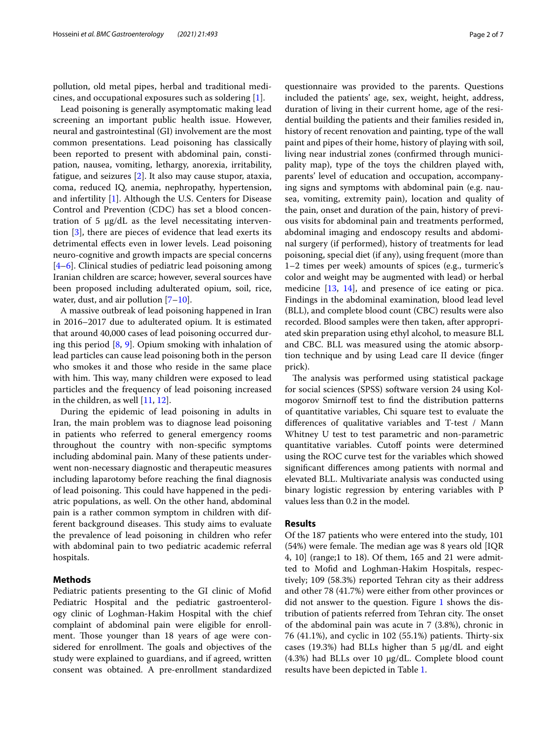pollution, old metal pipes, herbal and traditional medicines, and occupational exposures such as soldering [1].

Lead poisoning is generally asymptomatic making lead screening an important public health issue. However, neural and gastrointestinal (GI) involvement are the most common presentations. Lead poisoning has classically been reported to present with abdominal pain, constipation, nausea, vomiting, lethargy, anorexia, irritability, fatigue, and seizures [2]. It also may cause stupor, ataxia, coma, reduced IQ, anemia, nephropathy, hypertension, and infertility [1]. Although the U.S. Centers for Disease Control and Prevention (CDC) has set a blood concentration of 5 μg/dL as the level necessitating intervention [3], there are pieces of evidence that lead exerts its detrimental effects even in lower levels. Lead poisoning neuro-cognitive and growth impacts are special concerns [4–6]. Clinical studies of pediatric lead poisoning among Iranian children are scarce; however, several sources have been proposed including adulterated opium, soil, rice, water, dust, and air pollution [7–10].

A massive outbreak of lead poisoning happened in Iran in 2016–2017 due to adulterated opium. It is estimated that around 40,000 cases of lead poisoning occurred during this period [8, 9]. Opium smoking with inhalation of lead particles can cause lead poisoning both in the person who smokes it and those who reside in the same place with him. This way, many children were exposed to lead particles and the frequency of lead poisoning increased in the children, as well [11, 12].

During the epidemic of lead poisoning in adults in Iran, the main problem was to diagnose lead poisoning in patients who referred to general emergency rooms throughout the country with non-specific symptoms including abdominal pain. Many of these patients underwent non-necessary diagnostic and therapeutic measures including laparotomy before reaching the final diagnosis of lead poisoning. This could have happened in the pediatric populations, as well. On the other hand, abdominal pain is a rather common symptom in children with different background diseases. This study aims to evaluate the prevalence of lead poisoning in children who refer with abdominal pain to two pediatric academic referral hospitals.

## Methods

Pediatric patients presenting to the GI clinic of Mofid Pediatric Hospital and the pediatric gastroenterology clinic of Loghman-Hakim Hospital with the chief complaint of abdominal pain were eligible for enrollment. Those younger than 18 years of age were considered for enrollment. The goals and objectives of the study were explained to guardians, and if agreed, written consent was obtained. A pre-enrollment standardized questionnaire was provided to the parents. Questions included the patients' age, sex, weight, height, address, duration of living in their current home, age of the residential building the patients and their families resided in, history of recent renovation and painting, type of the wall paint and pipes of their home, history of playing with soil, living near industrial zones (confirmed through municipality map), type of the toys the children played with, parents' level of education and occupation, accompanying signs and symptoms with abdominal pain (e.g. nausea, vomiting, extremity pain), location and quality of the pain, onset and duration of the pain, history of previous visits for abdominal pain and treatments performed, abdominal imaging and endoscopy results and abdominal surgery (if performed), history of treatments for lead poisoning, special diet (if any), using frequent (more than 1–2 times per week) amounts of spices (e.g., turmeric's color and weight may be augmented with lead) or herbal medicine [13, 14], and presence of ice eating or pica. Findings in the abdominal examination, blood lead level (BLL), and complete blood count (CBC) results were also recorded. Blood samples were then taken, after appropriated skin preparation using ethyl alcohol, to measure BLL and CBC. BLL was measured using the atomic absorption technique and by using Lead care II device (finger prick).

The analysis was performed using statistical package for social sciences (SPSS) software version 24 using Kolmogorov Smirnoff test to find the distribution patterns of quantitative variables, Chi square test to evaluate the differences of qualitative variables and T-test / Mann Whitney U test to test parametric and non-parametric quantitative variables. Cutoff points were determined using the ROC curve test for the variables which showed significant differences among patients with normal and elevated BLL. Multivariate analysis was conducted using binary logistic regression by entering variables with P values less than 0.2 in the model.

## Results

Of the 187 patients who were entered into the study, 101 (54%) were female. The median age was 8 years old [IQR 4, 10] (range;1 to 18). Of them, 165 and 21 were admitted to Mofid and Loghman-Hakim Hospitals, respectively; 109 (58.3%) reported Tehran city as their address and other 78 (41.7%) were either from other provinces or did not answer to the question. Figure 1 shows the distribution of patients referred from Tehran city. The onset of the abdominal pain was acute in 7 (3.8%), chronic in 76 (41.1%), and cyclic in 102 (55.1%) patients. Thirty-six cases (19.3%) had BLLs higher than 5 μg/dL and eight (4.3%) had BLLs over 10 μg/dL. Complete blood count results have been depicted in Table 1.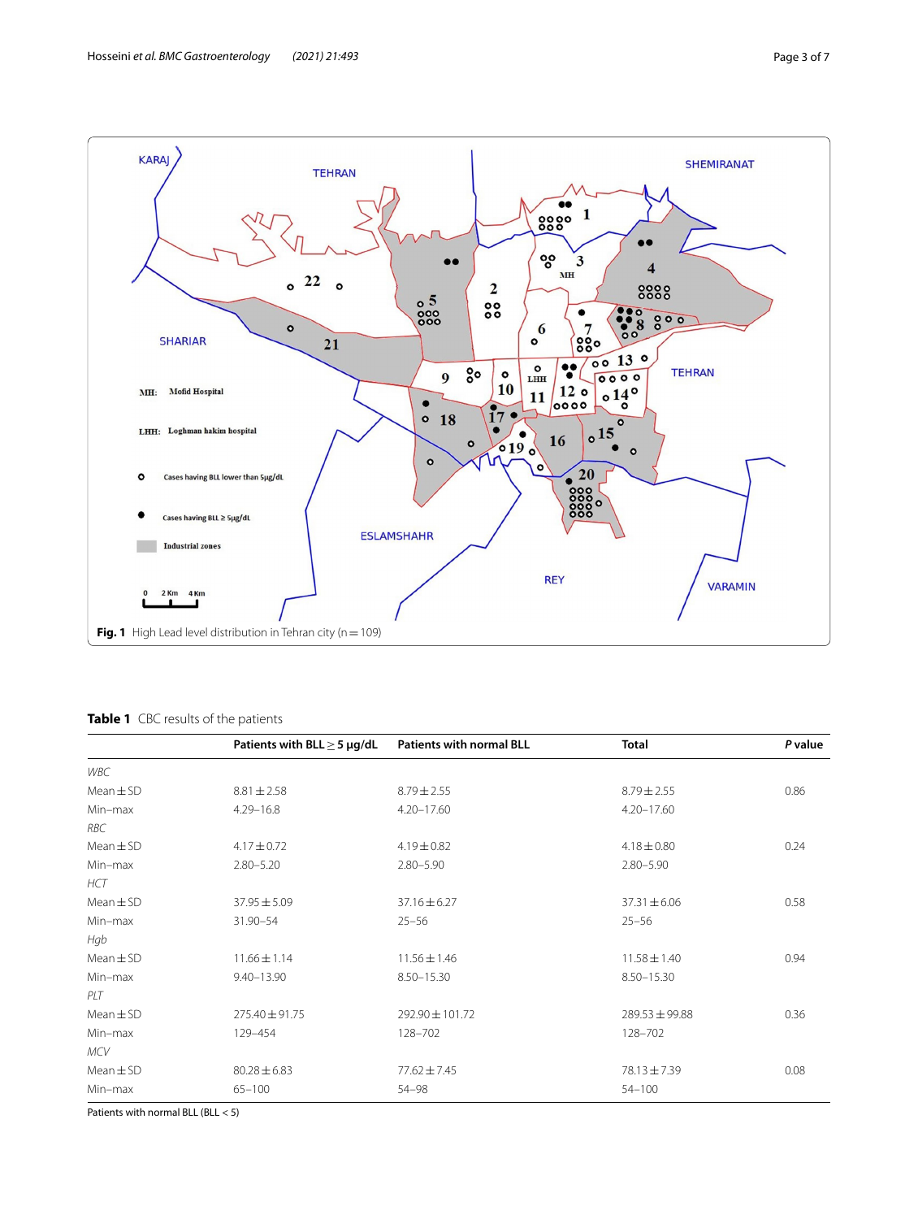**Fig. 1** High Lead level distribution in Tehran city (n = 109)

**Table 1** CBC results of the patients

| | Patients with BLL ≥ 5 μg/dL | Patients with normal BLL | Total | *P* value |
|---|---|---|---|---|
| *WBC* | | | | |
| Mean ± SD | 8.81 ± 2.58 | 8.79 ± 2.55 | 8.79 ± 2.55 | 0.86 |
| Min–max | 4.29–16.8 | 4.20–17.60 | 4.20–17.60 | |
| *RBC* | | | | |
| Mean ± SD | 4.17 ± 0.72 | 4.19 ± 0.82 | 4.18 ± 0.80 | 0.24 |
| Min–max | 2.80–5.20 | 2.80–5.90 | 2.80–5.90 | |
| *HCT* | | | | |
| Mean ± SD | 37.95 ± 5.09 | 37.16 ± 6.27 | 37.31 ± 6.06 | 0.58 |
| Min–max | 31.90–54 | 25–56 | 25–56 | |
| *Hgb* | | | | |
| Mean ± SD | 11.66 ± 1.14 | 11.56 ± 1.46 | 11.58 ± 1.40 | 0.94 |
| Min–max | 9.40–13.90 | 8.50–15.30 | 8.50–15.30 | |
| *PLT* | | | | |
| Mean ± SD | 275.40 ± 91.75 | 292.90 ± 101.72 | 289.53 ± 99.88 | 0.36 |
| Min–max | 129–454 | 128–702 | 128–702 | |
| *MCV* | | | | |
| Mean ± SD | 80.28 ± 6.83 | 77.62 ± 7.45 | 78.13 ± 7.39 | 0.08 |
| Min–max | 65–100 | 54–98 | 54–100 | |

Patients with normal BLL (BLL < 5)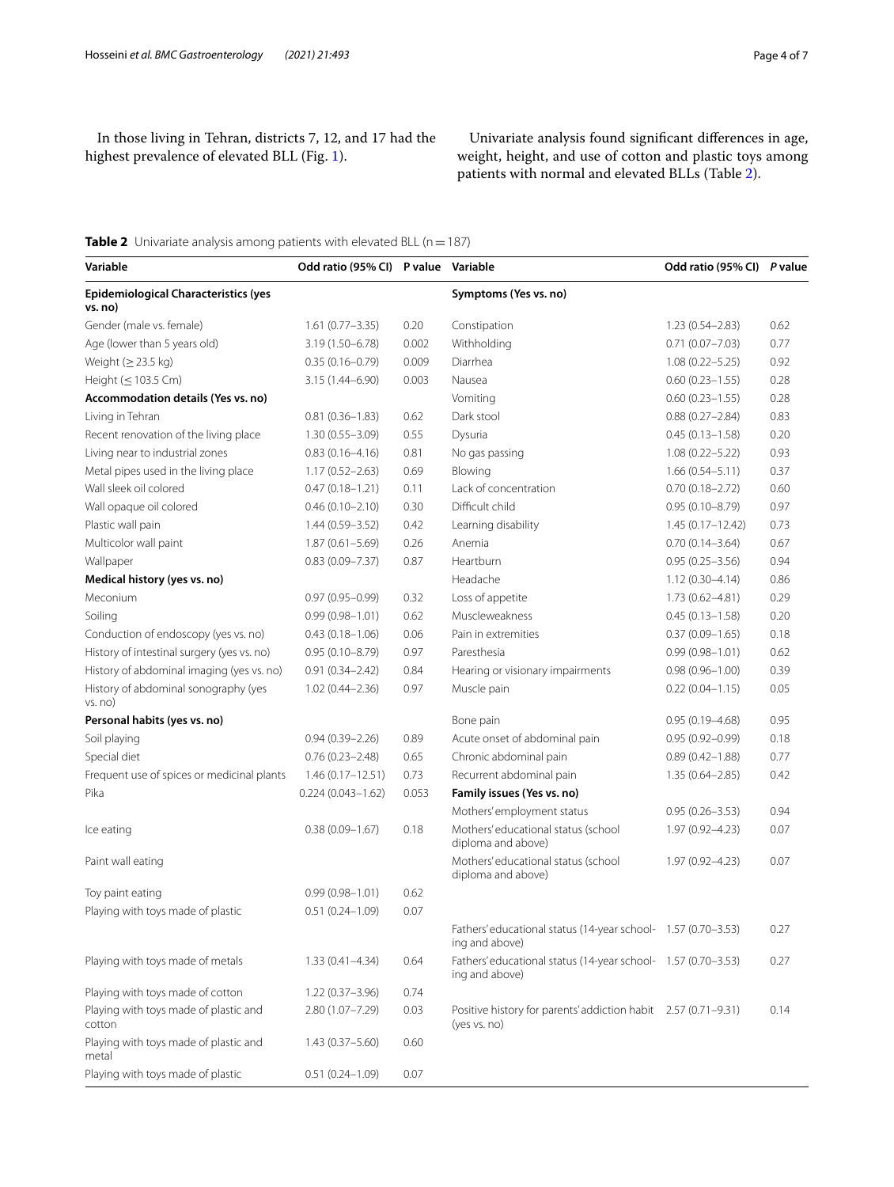In those living in Tehran, districts 7, 12, and 17 had the highest prevalence of elevated BLL (Fig. 1).

Univariate analysis found significant differences in age, weight, height, and use of cotton and plastic toys among patients with normal and elevated BLLs (Table 2).

**Table 2** Univariate analysis among patients with elevated BLL (n = 187)

| Variable | Odd ratio (95% CI) | P value | Variable | Odd ratio (95% CI) | P value |
|---|---|---|---|---|---|
| **Epidemiological Characteristics (yes vs. no)** | | | **Symptoms (Yes vs. no)** | | |
| Gender (male vs. female) | 1.61 (0.77–3.35) | 0.20 | Constipation | 1.23 (0.54–2.83) | 0.62 |
| Age (lower than 5 years old) | 3.19 (1.50–6.78) | 0.002 | Withholding | 0.71 (0.07–7.03) | 0.77 |
| Weight (≥ 23.5 kg) | 0.35 (0.16–0.79) | 0.009 | Diarrhea | 1.08 (0.22–5.25) | 0.92 |
| Height (≤ 103.5 Cm) | 3.15 (1.44–6.90) | 0.003 | Nausea | 0.60 (0.23–1.55) | 0.28 |
| **Accommodation details (Yes vs. no)** | | | Vomiting | 0.60 (0.23–1.55) | 0.28 |
| Living in Tehran | 0.81 (0.36–1.83) | 0.62 | Dark stool | 0.88 (0.27–2.84) | 0.83 |
| Recent renovation of the living place | 1.30 (0.55–3.09) | 0.55 | Dysuria | 0.45 (0.13–1.58) | 0.20 |
| Living near to industrial zones | 0.83 (0.16–4.16) | 0.81 | No gas passing | 1.08 (0.22–5.22) | 0.93 |
| Metal pipes used in the living place | 1.17 (0.52–2.63) | 0.69 | Blowing | 1.66 (0.54–5.11) | 0.37 |
| Wall sleek oil colored | 0.47 (0.18–1.21) | 0.11 | Lack of concentration | 0.70 (0.18–2.72) | 0.60 |
| Wall opaque oil colored | 0.46 (0.10–2.10) | 0.30 | Difficult child | 0.95 (0.10–8.79) | 0.97 |
| Plastic wall pain | 1.44 (0.59–3.52) | 0.42 | Learning disability | 1.45 (0.17–12.42) | 0.73 |
| Multicolor wall paint | 1.87 (0.61–5.69) | 0.26 | Anemia | 0.70 (0.14–3.64) | 0.67 |
| Wallpaper | 0.83 (0.09–7.37) | 0.87 | Heartburn | 0.95 (0.25–3.56) | 0.94 |
| **Medical history (yes vs. no)** | | | Headache | 1.12 (0.30–4.14) | 0.86 |
| Meconium | 0.97 (0.95–0.99) | 0.32 | Loss of appetite | 1.73 (0.62–4.81) | 0.29 |
| Soiling | 0.99 (0.98–1.01) | 0.62 | Muscleweakness | 0.45 (0.13–1.58) | 0.20 |
| Conduction of endoscopy (yes vs. no) | 0.43 (0.18–1.06) | 0.06 | Pain in extremities | 0.37 (0.09–1.65) | 0.18 |
| History of intestinal surgery (yes vs. no) | 0.95 (0.10–8.79) | 0.97 | Paresthesia | 0.99 (0.98–1.01) | 0.62 |
| History of abdominal imaging (yes vs. no) | 0.91 (0.34–2.42) | 0.84 | Hearing or visionary impairments | 0.98 (0.96–1.00) | 0.39 |
| History of abdominal sonography (yes vs. no) | 1.02 (0.44–2.36) | 0.97 | Muscle pain | 0.22 (0.04–1.15) | 0.05 |
| **Personal habits (yes vs. no)** | | | Bone pain | 0.95 (0.19–4.68) | 0.95 |
| Soil playing | 0.94 (0.39–2.26) | 0.89 | Acute onset of abdominal pain | 0.95 (0.92–0.99) | 0.18 |
| Special diet | 0.76 (0.23–2.48) | 0.65 | Chronic abdominal pain | 0.89 (0.42–1.88) | 0.77 |
| Frequent use of spices or medicinal plants | 1.46 (0.17–12.51) | 0.73 | Recurrent abdominal pain | 1.35 (0.64–2.85) | 0.42 |
| Pika | 0.224 (0.043–1.62) | 0.053 | **Family issues (Yes vs. no)** | | |
| | | | Mothers' employment status | 0.95 (0.26–3.53) | 0.94 |
| Ice eating | 0.38 (0.09–1.67) | 0.18 | Mothers' educational status (school diploma and above) | 1.97 (0.92–4.23) | 0.07 |
| Paint wall eating | | | Mothers' educational status (school diploma and above) | 1.97 (0.92–4.23) | 0.07 |
| Toy paint eating | 0.99 (0.98–1.01) | 0.62 | | | |
| Playing with toys made of plastic | 0.51 (0.24–1.09) | 0.07 | | | |
| | | | Fathers' educational status (14-year schooling and above) | 1.57 (0.70–3.53) | 0.27 |
| Playing with toys made of metals | 1.33 (0.41–4.34) | 0.64 | Fathers' educational status (14-year schooling and above) | 1.57 (0.70–3.53) | 0.27 |
| Playing with toys made of cotton | 1.22 (0.37–3.96) | 0.74 | | | |
| Playing with toys made of plastic and cotton | 2.80 (1.07–7.29) | 0.03 | Positive history for parents' addiction habit (yes vs. no) | 2.57 (0.71–9.31) | 0.14 |
| Playing with toys made of plastic and metal | 1.43 (0.37–5.60) | 0.60 | | | |
| Playing with toys made of plastic | 0.51 (0.24–1.09) | 0.07 | | | |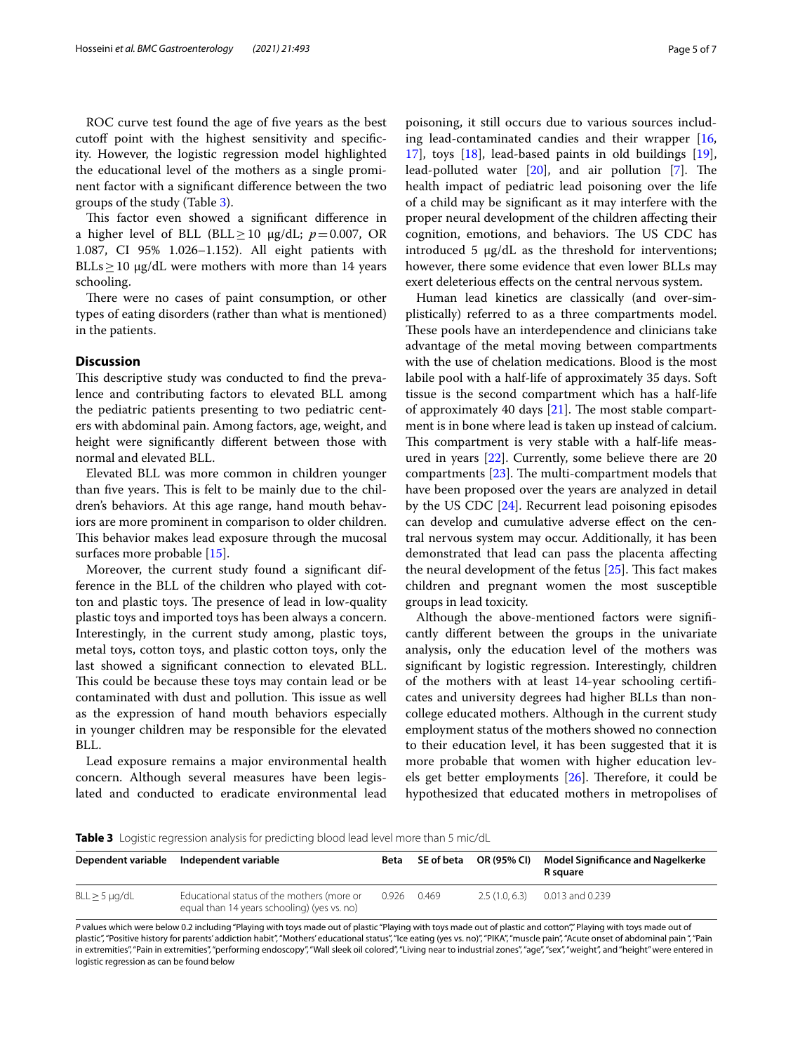ROC curve test found the age of five years as the best cutoff point with the highest sensitivity and specificity. However, the logistic regression model highlighted the educational level of the mothers as a single prominent factor with a significant difference between the two groups of the study (Table 3).

This factor even showed a significant difference in a higher level of BLL (BLL $\geq$ 10 μg/dL; $p = 0.007$, OR 1.087, CI 95% 1.026–1.152). All eight patients with BLLs $\geq$ 10 μg/dL were mothers with more than 14 years schooling.

There were no cases of paint consumption, or other types of eating disorders (rather than what is mentioned) in the patients.

## Discussion

This descriptive study was conducted to find the prevalence and contributing factors to elevated BLL among the pediatric patients presenting to two pediatric centers with abdominal pain. Among factors, age, weight, and height were significantly different between those with normal and elevated BLL.

Elevated BLL was more common in children younger than five years. This is felt to be mainly due to the children's behaviors. At this age range, hand mouth behaviors are more prominent in comparison to older children. This behavior makes lead exposure through the mucosal surfaces more probable [15].

Moreover, the current study found a significant difference in the BLL of the children who played with cotton and plastic toys. The presence of lead in low-quality plastic toys and imported toys has been always a concern. Interestingly, in the current study among, plastic toys, metal toys, cotton toys, and plastic cotton toys, only the last showed a significant connection to elevated BLL. This could be because these toys may contain lead or be contaminated with dust and pollution. This issue as well as the expression of hand mouth behaviors especially in younger children may be responsible for the elevated BLL.

Lead exposure remains a major environmental health concern. Although several measures have been legislated and conducted to eradicate environmental lead poisoning, it still occurs due to various sources including lead-contaminated candies and their wrapper [16, 17], toys [18], lead-based paints in old buildings [19], lead-polluted water [20], and air pollution [7]. The health impact of pediatric lead poisoning over the life of a child may be significant as it may interfere with the proper neural development of the children affecting their cognition, emotions, and behaviors. The US CDC has introduced 5 μg/dL as the threshold for interventions; however, there some evidence that even lower BLLs may exert deleterious effects on the central nervous system.

Human lead kinetics are classically (and over-simplistically) referred to as a three compartments model. These pools have an interdependence and clinicians take advantage of the metal moving between compartments with the use of chelation medications. Blood is the most labile pool with a half-life of approximately 35 days. Soft tissue is the second compartment which has a half-life of approximately 40 days [21]. The most stable compartment is in bone where lead is taken up instead of calcium. This compartment is very stable with a half-life measured in years [22]. Currently, some believe there are 20 compartments [23]. The multi-compartment models that have been proposed over the years are analyzed in detail by the US CDC [24]. Recurrent lead poisoning episodes can develop and cumulative adverse effect on the central nervous system may occur. Additionally, it has been demonstrated that lead can pass the placenta affecting the neural development of the fetus [25]. This fact makes children and pregnant women the most susceptible groups in lead toxicity.

Although the above-mentioned factors were significantly different between the groups in the univariate analysis, only the education level of the mothers was significant by logistic regression. Interestingly, children of the mothers with at least 14-year schooling certificates and university degrees had higher BLLs than non-college educated mothers. Although in the current study employment status of the mothers showed no connection to their education level, it has been suggested that it is more probable that women with higher education levels get better employments [26]. Therefore, it could be hypothesized that educated mothers in metropolises of

**Table 3** Logistic regression analysis for predicting blood lead level more than 5 mic/dL

| Dependent variable | Independent variable | Beta | SE of beta | OR (95% CI) | Model Significance and Nagelkerke R square |
|---|---|---|---|---|---|
| BLL $\geq$ 5 μg/dL | Educational status of the mothers (more or equal than 14 years schooling) (yes vs. no) | 0.926 | 0.469 | 2.5 (1.0, 6.3) | 0.013 and 0.239 |

*P* values which were below 0.2 including "Playing with toys made out of plastic "Playing with toys made out of plastic and cotton"," Playing with toys made out of plastic", "Positive history for parents' addiction habit", "Mothers' educational status", "Ice eating (yes vs. no)", "PIKA", "muscle pain", "Acute onset of abdominal pain ", "Pain in extremities", "Pain in extremities", "performing endoscopy", "Wall sleek oil colored", "Living near to industrial zones", "age", "sex", "weight", and "height" were entered in logistic regression as can be found below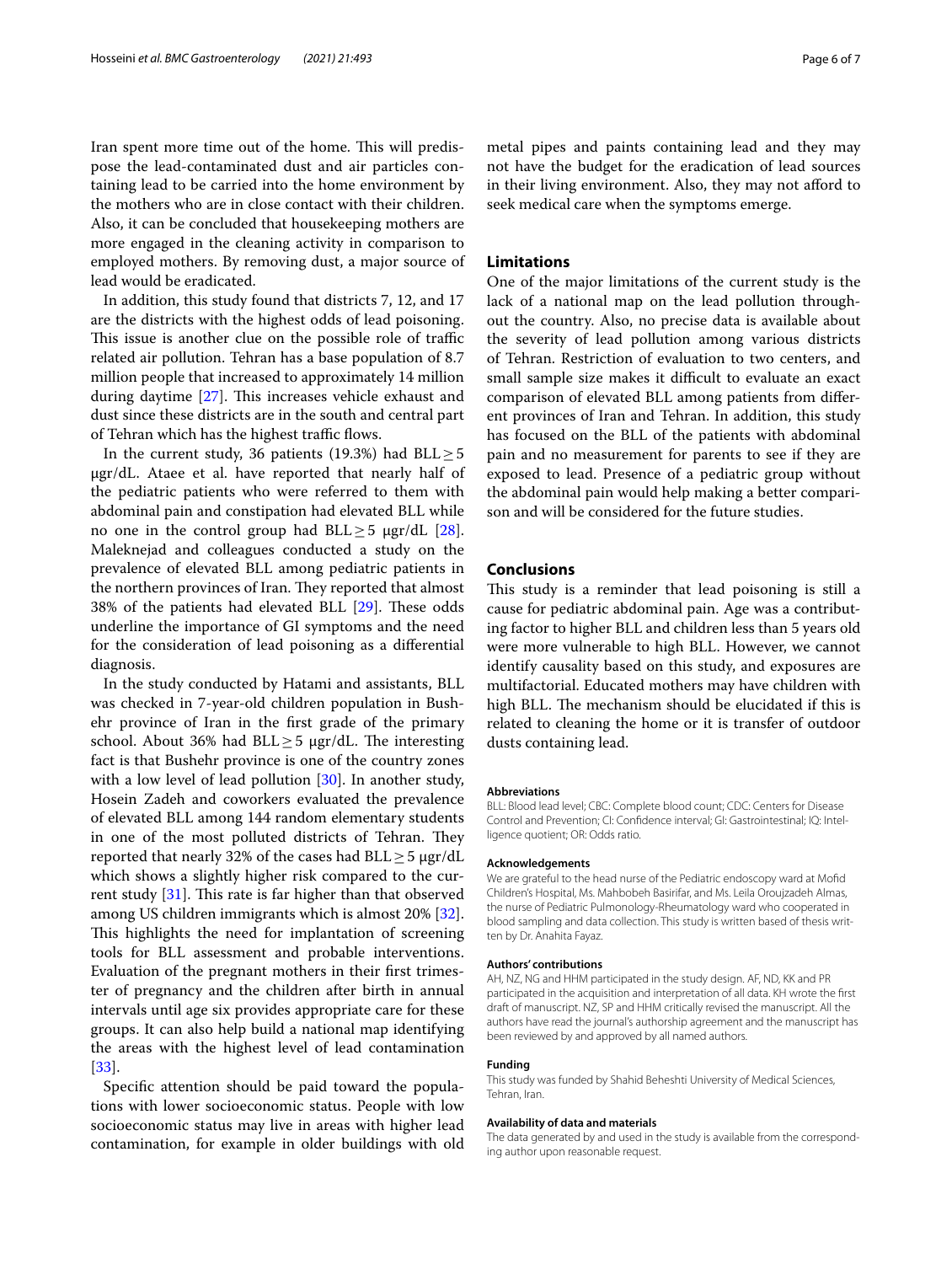Iran spent more time out of the home. This will predispose the lead-contaminated dust and air particles containing lead to be carried into the home environment by the mothers who are in close contact with their children. Also, it can be concluded that housekeeping mothers are more engaged in the cleaning activity in comparison to employed mothers. By removing dust, a major source of lead would be eradicated.

In addition, this study found that districts 7, 12, and 17 are the districts with the highest odds of lead poisoning. This issue is another clue on the possible role of traffic related air pollution. Tehran has a base population of 8.7 million people that increased to approximately 14 million during daytime [27]. This increases vehicle exhaust and dust since these districts are in the south and central part of Tehran which has the highest traffic flows.

In the current study, 36 patients (19.3%) had BLL $\geq$ 5 µgr/dL. Ataee et al. have reported that nearly half of the pediatric patients who were referred to them with abdominal pain and constipation had elevated BLL while no one in the control group had BLL $\geq$ 5 µgr/dL [28]. Maleknejad and colleagues conducted a study on the prevalence of elevated BLL among pediatric patients in the northern provinces of Iran. They reported that almost 38% of the patients had elevated BLL [29]. These odds underline the importance of GI symptoms and the need for the consideration of lead poisoning as a differential diagnosis.

In the study conducted by Hatami and assistants, BLL was checked in 7-year-old children population in Bushehr province of Iran in the first grade of the primary school. About 36% had BLL $\geq$ 5 µgr/dL. The interesting fact is that Bushehr province is one of the country zones with a low level of lead pollution [30]. In another study, Hosein Zadeh and coworkers evaluated the prevalence of elevated BLL among 144 random elementary students in one of the most polluted districts of Tehran. They reported that nearly 32% of the cases had BLL $\geq$ 5 µgr/dL which shows a slightly higher risk compared to the current study [31]. This rate is far higher than that observed among US children immigrants which is almost 20% [32]. This highlights the need for implantation of screening tools for BLL assessment and probable interventions. Evaluation of the pregnant mothers in their first trimester of pregnancy and the children after birth in annual intervals until age six provides appropriate care for these groups. It can also help build a national map identifying the areas with the highest level of lead contamination [33].

Specific attention should be paid toward the populations with lower socioeconomic status. People with low socioeconomic status may live in areas with higher lead contamination, for example in older buildings with old metal pipes and paints containing lead and they may not have the budget for the eradication of lead sources in their living environment. Also, they may not afford to seek medical care when the symptoms emerge.

## Limitations

One of the major limitations of the current study is the lack of a national map on the lead pollution throughout the country. Also, no precise data is available about the severity of lead pollution among various districts of Tehran. Restriction of evaluation to two centers, and small sample size makes it difficult to evaluate an exact comparison of elevated BLL among patients from different provinces of Iran and Tehran. In addition, this study has focused on the BLL of the patients with abdominal pain and no measurement for parents to see if they are exposed to lead. Presence of a pediatric group without the abdominal pain would help making a better comparison and will be considered for the future studies.

## Conclusions

This study is a reminder that lead poisoning is still a cause for pediatric abdominal pain. Age was a contributing factor to higher BLL and children less than 5 years old were more vulnerable to high BLL. However, we cannot identify causality based on this study, and exposures are multifactorial. Educated mothers may have children with high BLL. The mechanism should be elucidated if this is related to cleaning the home or it is transfer of outdoor dusts containing lead.

#### Abbreviations

BLL: Blood lead level; CBC: Complete blood count; CDC: Centers for Disease Control and Prevention; CI: Confidence interval; GI: Gastrointestinal; IQ: Intelligence quotient; OR: Odds ratio.

#### Acknowledgements

We are grateful to the head nurse of the Pediatric endoscopy ward at Mofid Children's Hospital, Ms. Mahbobeh Basirifar, and Ms. Leila Aroujzadeh Almas, the nurse of Pediatric Pulmonology-Rheumatology ward who cooperated in blood sampling and data collection. This study is written based of thesis written by Dr. Anahita Fayaz.

#### Authors' contributions

AH, NZ, NG and HHM participated in the study design. AF, ND, KK and PR participated in the acquisition and interpretation of all data. KH wrote the first draft of manuscript. NZ, SP and HHM critically revised the manuscript. All the authors have read the journal's authorship agreement and the manuscript has been reviewed by and approved by all named authors.

#### Funding

This study was funded by Shahid Beheshti University of Medical Sciences, Tehran, Iran.

#### Availability of data and materials

The data generated by and used in the study is available from the corresponding author upon reasonable request.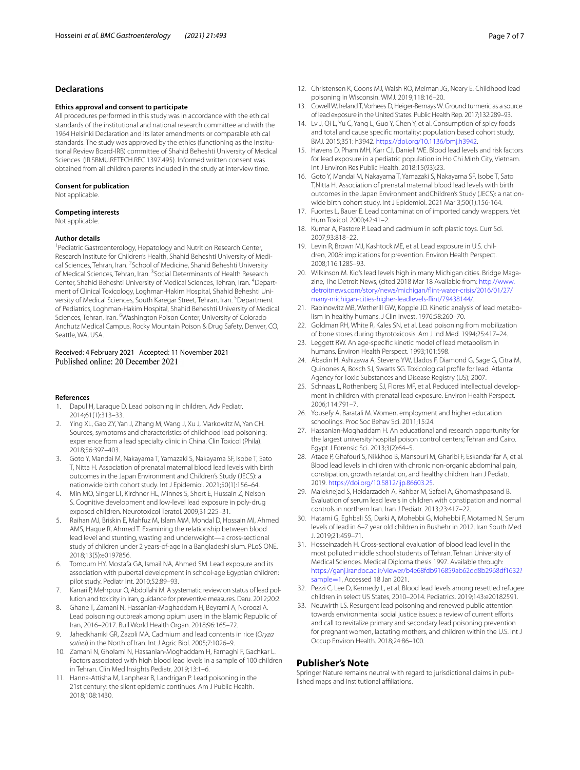## Declarations

### Ethics approval and consent to participate

All procedures performed in this study was in accordance with the ethical standards of the institutional and national research committee and with the 1964 Helsinki Declaration and its later amendments or comparable ethical standards. The study was approved by the ethics (functioning as the Institutional Review Board-IRB) committee of Shahid Beheshti University of Medical Sciences. (IR.SBMU.RETECH.REC.1397.495). Informed written consent was obtained from all children parents included in the study at interview time.

### Consent for publication

Not applicable.

### Competing interests

Not applicable.

### Author details

[1]Pediatric Gastroenterology, Hepatology and Nutrition Research Center, Research Institute for Children's Health, Shahid Beheshti University of Medical Sciences, Tehran, Iran. [2]School of Medicine, Shahid Beheshti University of Medical Sciences, Tehran, Iran. [3]Social Determinants of Health Research Center, Shahid Beheshti University of Medical Sciences, Tehran, Iran. [4]Department of Clinical Toxicology, Loghman-Hakim Hospital, Shahid Beheshti University of Medical Sciences, South Karegar Street, Tehran, Iran. [5]Department of Pediatrics, Loghman-Hakim Hospital, Shahid Beheshti University of Medical Sciences, Tehran, Iran. [6]Washington Poison Center, University of Colorado Anchutz Medical Campus, Rocky Mountain Poison & Drug Safety, Denver, CO, Seattle, WA, USA.

Received: 4 February 2021 Accepted: 11 November 2021
Published online: 20 December 2021

### References

1. Dapul H, Laraque D. Lead poisoning in children. Adv Pediatr. 2014;61(1):313–33.
2. Ying XL, Gao ZY, Yan J, Zhang M, Wang J, Xu J, Markowitz M, Yan CH. Sources, symptoms and characteristics of childhood lead poisoning: experience from a lead specialty clinic in China. Clin Toxicol (Phila). 2018;56:397–403.
3. Goto Y, Mandai M, Nakayama T, Yamazaki S, Nakayama SF, Isobe T, Sato T, Nitta H. Association of prenatal maternal blood lead levels with birth outcomes in the Japan Environment and Children's Study (JECS): a nationwide birth cohort study. Int J Epidemiol. 2021;50(1):156–64.
4. Min MO, Singer LT, Kirchner HL, Minnes S, Short E, Hussain Z, Nelson S. Cognitive development and low-level lead exposure in poly-drug exposed children. Neurotoxicol Teratol. 2009;31:225–31.
5. Raihan MJ, Briskin E, Mahfuz M, Islam MM, Mondal D, Hossain MI, Ahmed AMS, Haque R, Ahmed T. Examining the relationship between blood lead level and stunting, wasting and underweight—a cross-sectional study of children under 2 years-of-age in a Bangladeshi slum. PLoS ONE. 2018;13(5):e0197856.
6. Tomoum HY, Mostafa GA, Ismail NA, Ahmed SM. Lead exposure and its association with pubertal development in school-age Egyptian children: pilot study. Pediatr Int. 2010;52:89–93.
7. Karrari P, Mehrpour O, Abdollahi M. A systematic review on status of lead pollution and toxicity in Iran, guidance for preventive measures. Daru. 2012;20:2.
8. Ghane T, Zamani N, Hassanian-Moghaddam H, Beyrami A, Noroozi A. Lead poisoning outbreak among opium users in the Islamic Republic of Iran, 2016–2017. Bull World Health Organ. 2018;96:165–72.
9. Jahedkhaniki GR, Zazoli MA. Cadmium and lead contents in rice (*Oryza sativa*) in the North of Iran. Int J Agric Biol. 2005;7:1026–9.
10. Zamani N, Gholami N, Hassanian-Moghaddam H, Farnaghi F, Gachkar L. Factors associated with high blood lead levels in a sample of 100 children in Tehran. Clin Med Insights Pediatr. 2019;13:1–6.
11. Hanna-Attisha M, Lanphear B, Landrigan P. Lead poisoning in the 21st century: the silent epidemic continues. Am J Public Health. 2018;108:1430.
12. Christensen K, Coons MJ, Walsh RO, Meiman JG, Neary E. Childhood lead poisoning in Wisconsin. WMJ. 2019;118:16–20.
13. Cowell W, Ireland T, Vorhees D, Heiger-Bernays W. Ground turmeric as a source of lead exposure in the United States. Public Health Rep. 2017;132:289–93.
14. Lv J, Qi L, Yu C, Yang L, Guo Y, Chen Y, et al. Consumption of spicy foods and total and cause specific mortality: population based cohort study. BMJ. 2015;351: h3942. https://doi.org/10.1136/bmj.h3942.
15. Havens D, Pham MH, Karr CJ, Daniell WE. Blood lead levels and risk factors for lead exposure in a pediatric population in Ho Chi Minh City, Vietnam. Int J Environ Res Public Health. 2018;15(93):23.
16. Goto Y, Mandai M, Nakayama T, Yamazaki S, Nakayama SF, Isobe T, Sato T,Nitta H. Association of prenatal maternal blood lead levels with birth outcomes in the Japan Environment andChildren's Study (JECS): a nationwide birth cohort study. Int J Epidemiol. 2021 Mar 3;50(1):156-164.
17. Fuortes L, Bauer E. Lead contamination of imported candy wrappers. Vet Hum Toxicol. 2000;42:41–2.
18. Kumar A, Pastore P. Lead and cadmium in soft plastic toys. Curr Sci. 2007;93:818–22.
19. Levin R, Brown MJ, Kashtock ME, et al. Lead exposure in U.S. children, 2008: implications for prevention. Environ Health Perspect. 2008;116:1285–93.
20. Wilkinson M. Kid's lead levels high in many Michigan cities. Bridge Magazine, The Detroit News, (cited 2018 Mar 18 Available from: http://www.detroitnews.com/story/news/michigan/flint-water-crisis/2016/01/27/many-michigan-cities-higher-leadlevels-flint/79438144/.
21. Rabinowitz MB, Wetherill GW, Kopple JD. Kinetic analysis of lead metabolism in healthy humans. J Clin Invest. 1976;58:260–70.
22. Goldman RH, White R, Kales SN, et al. Lead poisoning from mobilization of bone stores during thyrotoxicosis. Am J Ind Med. 1994;25:417–24.
23. Leggett RW. An age-specific kinetic model of lead metabolism in humans. Environ Health Perspect. 1993;101:598.
24. Abadin H, Ashizawa A, Stevens YW, Llados F, Diamond G, Sage G, Citra M, Quinones A, Bosch SJ, Swarts SG. Toxicological profile for lead. Atlanta: Agency for Toxic Substances and Disease Registry (US); 2007.
25. Schnaas L, Rothenberg SJ, Flores MF, et al. Reduced intellectual development in children with prenatal lead exposure. Environ Health Perspect. 2006;114:791–7.
26. Yousefy A, Baratali M. Women, employment and higher education schoolings. Proc Soc Behav Sci. 2011;15:24.
27. Hassanian-Moghaddam H. An educational and research opportunity for the largest university hospital poison control centers; Tehran and Cairo. Egypt J Forensic Sci. 2013;3(2):64–5.
28. Ataee P, Ghafouri S, Nikkhoo B, Mansouri M, Gharibi F, Eskandarifar A, et al. Blood lead levels in children with chronic non-organic abdominal pain, constipation, growth retardation, and healthy children. Iran J Pediatr. 2019. https://doi.org/10.5812/ijp.86603.25.
29. Maleknejad S, Heidarzadeh A, Rahbar M, Safaei A, Ghomashpasand B. Evaluation of serum lead levels in children with constipation and normal controls in northern Iran. Iran J Pediatr. 2013;23:417–22.
30. Hatami G, Eghbali SS, Darki A, Mohebbi G, Mohebbi F, Motamed N. Serum levels of lead in 6–7 year old children in Bushehr in 2012. Iran South Med J. 2019;21:459–71.
31. Hosseinzadeh H. Cross-sectional evaluation of blood lead level in the most polluted middle school students of Tehran. Tehran University of Medical Sciences. Medical Diploma thesis 1997. Available through: https://ganj.irandoc.ac.ir/viewer/b4e68fdb916859ab62dd8b2968df1632?sample=1, Accessed 18 Jan 2021.
32. Pezzi C, Lee D, Kennedy L, et al. Blood lead levels among resettled refugee children in select US States, 2010–2014. Pediatrics. 2019;143:e20182591.
33. Neuwirth LS. Resurgent lead poisoning and renewed public attention towards environmental social justice issues: a review of current efforts and call to revitalize primary and secondary lead poisoning prevention for pregnant women, lactating mothers, and children within the U.S. Int J Occup Environ Health. 2018;24:86–100.

## Publisher's Note

Springer Nature remains neutral with regard to jurisdictional claims in published maps and institutional affiliations.